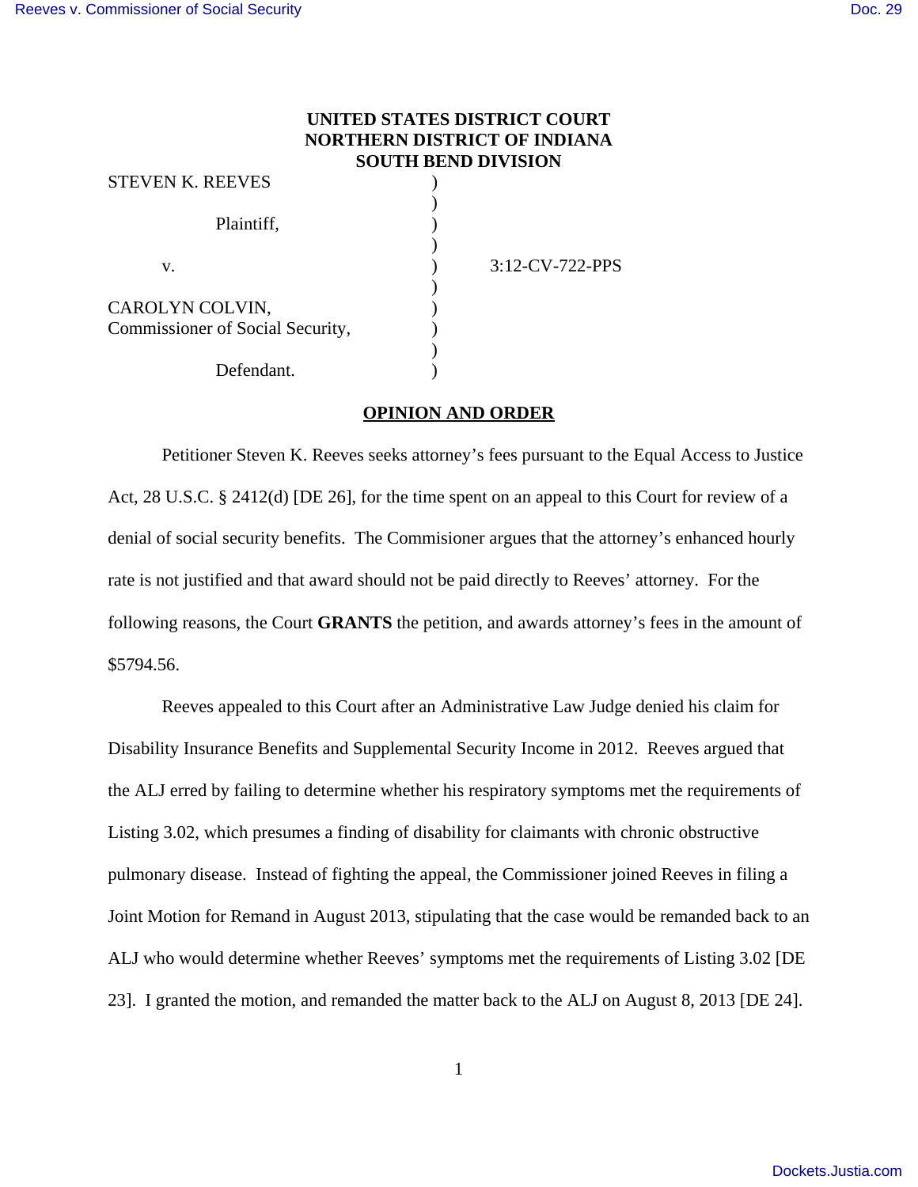**UNITED STATES DISTRICT COURT**
**NORTHERN DISTRICT OF INDIANA**
**SOUTH BEND DIVISION**

| | | |
|---|---|---|
| STEVEN K. REEVES | ) | |
| | ) | |
| Plaintiff, | ) | |
| | ) | |
| v. | ) | 3:12-CV-722-PPS |
| | ) | |
| CAROLYN COLVIN, | ) | |
| Commissioner of Social Security, | ) | |
| | ) | |
| Defendant. | ) | |

## OPINION AND ORDER

Petitioner Steven K. Reeves seeks attorney's fees pursuant to the Equal Access to Justice Act, 28 U.S.C. § 2412(d) [DE 26], for the time spent on an appeal to this Court for review of a denial of social security benefits. The Commisioner argues that the attorney's enhanced hourly rate is not justified and that award should not be paid directly to Reeves' attorney. For the following reasons, the Court **GRANTS** the petition, and awards attorney's fees in the amount of $5794.56.

Reeves appealed to this Court after an Administrative Law Judge denied his claim for Disability Insurance Benefits and Supplemental Security Income in 2012. Reeves argued that the ALJ erred by failing to determine whether his respiratory symptoms met the requirements of Listing 3.02, which presumes a finding of disability for claimants with chronic obstructive pulmonary disease. Instead of fighting the appeal, the Commissioner joined Reeves in filing a Joint Motion for Remand in August 2013, stipulating that the case would be remanded back to an ALJ who would determine whether Reeves' symptoms met the requirements of Listing 3.02 [DE 23]. I granted the motion, and remanded the matter back to the ALJ on August 8, 2013 [DE 24].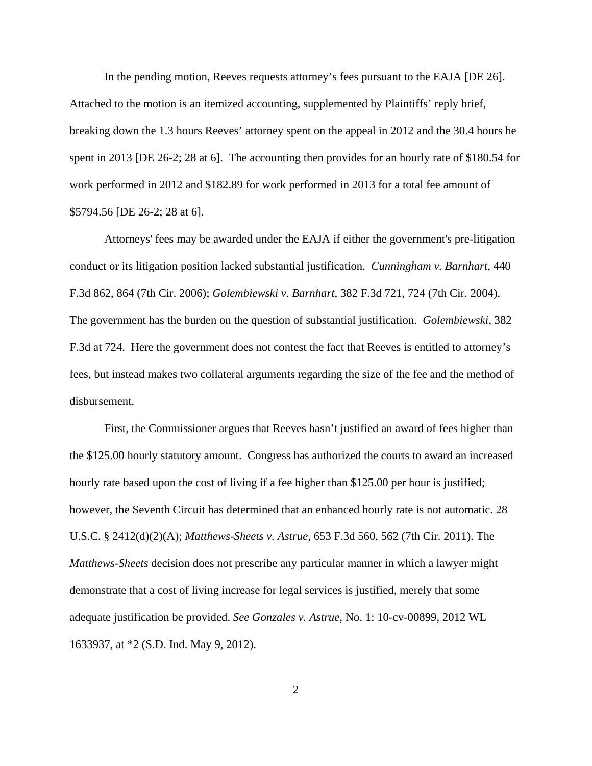In the pending motion, Reeves requests attorney's fees pursuant to the EAJA [DE 26]. Attached to the motion is an itemized accounting, supplemented by Plaintiffs' reply brief, breaking down the 1.3 hours Reeves' attorney spent on the appeal in 2012 and the 30.4 hours he spent in 2013 [DE 26-2; 28 at 6]. The accounting then provides for an hourly rate of $180.54 for work performed in 2012 and $182.89 for work performed in 2013 for a total fee amount of $5794.56 [DE 26-2; 28 at 6].

Attorneys' fees may be awarded under the EAJA if either the government's pre-litigation conduct or its litigation position lacked substantial justification. *Cunningham v. Barnhart*, 440 F.3d 862, 864 (7th Cir. 2006); *Golembiewski v. Barnhart*, 382 F.3d 721, 724 (7th Cir. 2004). The government has the burden on the question of substantial justification. *Golembiewski*, 382 F.3d at 724. Here the government does not contest the fact that Reeves is entitled to attorney's fees, but instead makes two collateral arguments regarding the size of the fee and the method of disbursement.

First, the Commissioner argues that Reeves hasn't justified an award of fees higher than the $125.00 hourly statutory amount. Congress has authorized the courts to award an increased hourly rate based upon the cost of living if a fee higher than $125.00 per hour is justified; however, the Seventh Circuit has determined that an enhanced hourly rate is not automatic. 28 U.S.C. § 2412(d)(2)(A); *Matthews-Sheets v. Astrue*, 653 F.3d 560, 562 (7th Cir. 2011). The *Matthews-Sheets* decision does not prescribe any particular manner in which a lawyer might demonstrate that a cost of living increase for legal services is justified, merely that some adequate justification be provided. *See Gonzales v. Astrue*, No. 1: 10-cv-00899, 2012 WL 1633937, at *2 (S.D. Ind. May 9, 2012).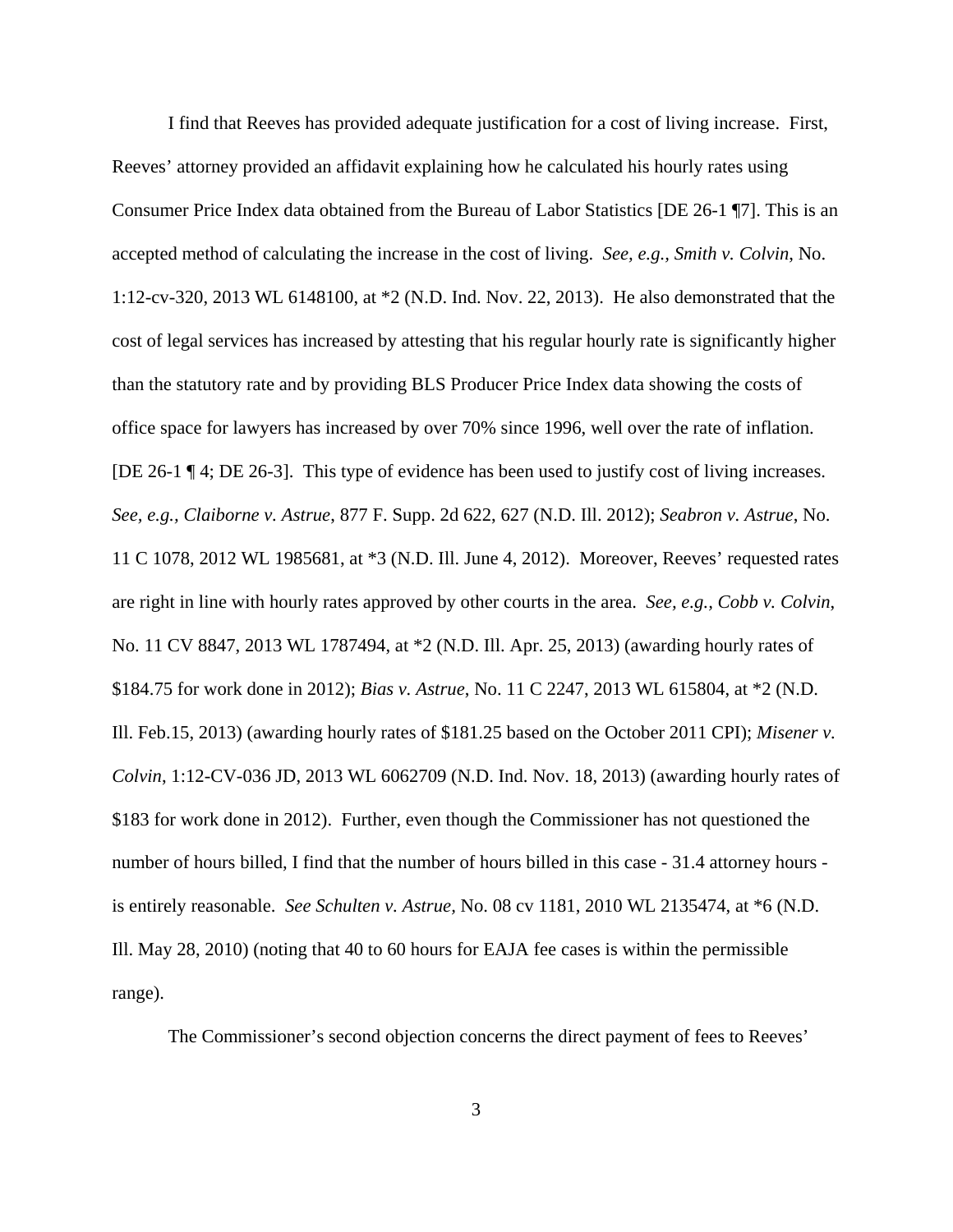I find that Reeves has provided adequate justification for a cost of living increase. First, Reeves' attorney provided an affidavit explaining how he calculated his hourly rates using Consumer Price Index data obtained from the Bureau of Labor Statistics [DE 26-1 ¶7]. This is an accepted method of calculating the increase in the cost of living. *See, e.g., Smith v. Colvin*, No. 1:12-cv-320, 2013 WL 6148100, at *2 (N.D. Ind. Nov. 22, 2013). He also demonstrated that the cost of legal services has increased by attesting that his regular hourly rate is significantly higher than the statutory rate and by providing BLS Producer Price Index data showing the costs of office space for lawyers has increased by over 70% since 1996, well over the rate of inflation. [DE 26-1 ¶ 4; DE 26-3]. This type of evidence has been used to justify cost of living increases. *See, e.g., Claiborne v. Astrue*, 877 F. Supp. 2d 622, 627 (N.D. Ill. 2012); *Seabron v. Astrue*, No. 11 C 1078, 2012 WL 1985681, at *3 (N.D. Ill. June 4, 2012). Moreover, Reeves' requested rates are right in line with hourly rates approved by other courts in the area. *See, e.g., Cobb v. Colvin*, No. 11 CV 8847, 2013 WL 1787494, at *2 (N.D. Ill. Apr. 25, 2013) (awarding hourly rates of $184.75 for work done in 2012); *Bias v. Astrue*, No. 11 C 2247, 2013 WL 615804, at *2 (N.D. Ill. Feb.15, 2013) (awarding hourly rates of $181.25 based on the October 2011 CPI); *Misener v. Colvin*, 1:12-CV-036 JD, 2013 WL 6062709 (N.D. Ind. Nov. 18, 2013) (awarding hourly rates of $183 for work done in 2012). Further, even though the Commissioner has not questioned the number of hours billed, I find that the number of hours billed in this case - 31.4 attorney hours - is entirely reasonable. *See Schulten v. Astrue*, No. 08 cv 1181, 2010 WL 2135474, at *6 (N.D. Ill. May 28, 2010) (noting that 40 to 60 hours for EAJA fee cases is within the permissible range).

The Commissioner's second objection concerns the direct payment of fees to Reeves'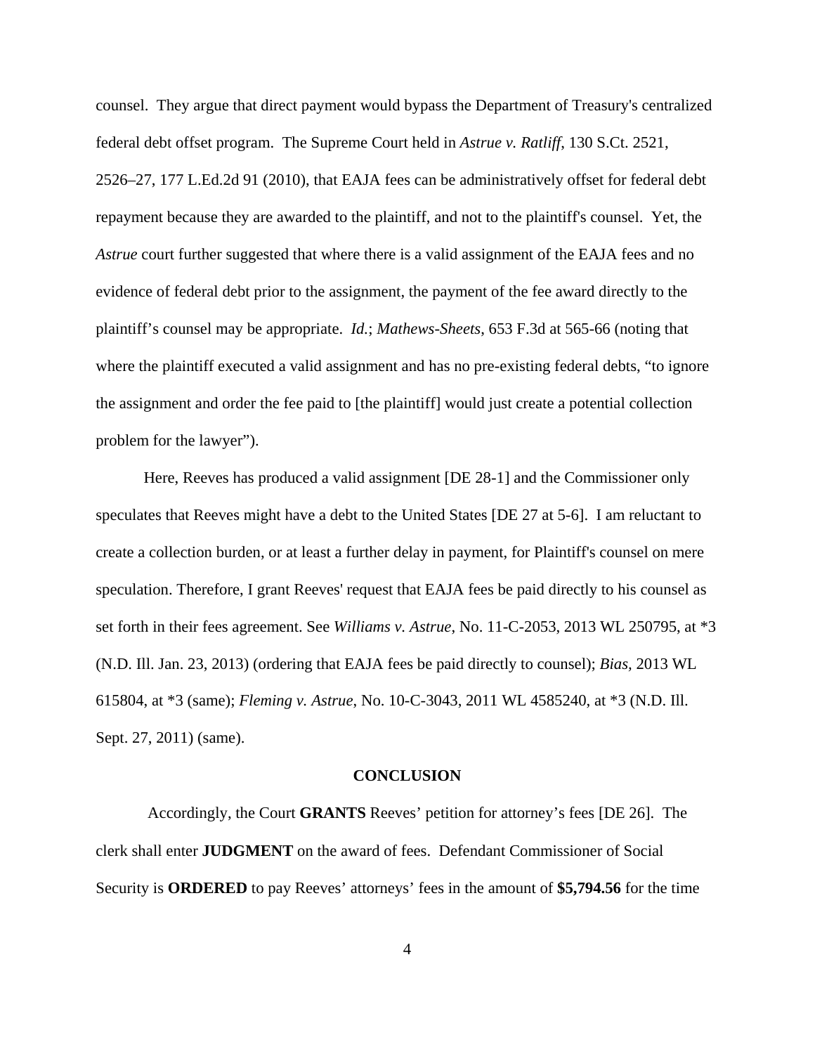counsel. They argue that direct payment would bypass the Department of Treasury's centralized federal debt offset program. The Supreme Court held in *Astrue v. Ratliff*, 130 S.Ct. 2521, 2526–27, 177 L.Ed.2d 91 (2010), that EAJA fees can be administratively offset for federal debt repayment because they are awarded to the plaintiff, and not to the plaintiff's counsel. Yet, the *Astrue* court further suggested that where there is a valid assignment of the EAJA fees and no evidence of federal debt prior to the assignment, the payment of the fee award directly to the plaintiff's counsel may be appropriate. *Id.*; *Mathews-Sheets*, 653 F.3d at 565-66 (noting that where the plaintiff executed a valid assignment and has no pre-existing federal debts, "to ignore the assignment and order the fee paid to [the plaintiff] would just create a potential collection problem for the lawyer").

Here, Reeves has produced a valid assignment [DE 28-1] and the Commissioner only speculates that Reeves might have a debt to the United States [DE 27 at 5-6]. I am reluctant to create a collection burden, or at least a further delay in payment, for Plaintiff's counsel on mere speculation. Therefore, I grant Reeves' request that EAJA fees be paid directly to his counsel as set forth in their fees agreement. See *Williams v. Astrue*, No. 11-C-2053, 2013 WL 250795, at *3 (N.D. Ill. Jan. 23, 2013) (ordering that EAJA fees be paid directly to counsel); *Bias*, 2013 WL 615804, at *3 (same); *Fleming v. Astrue*, No. 10-C-3043, 2011 WL 4585240, at *3 (N.D. Ill. Sept. 27, 2011) (same).

## CONCLUSION

Accordingly, the Court **GRANTS** Reeves' petition for attorney's fees [DE 26]. The clerk shall enter **JUDGMENT** on the award of fees. Defendant Commissioner of Social Security is **ORDERED** to pay Reeves' attorneys' fees in the amount of **$5,794.56** for the time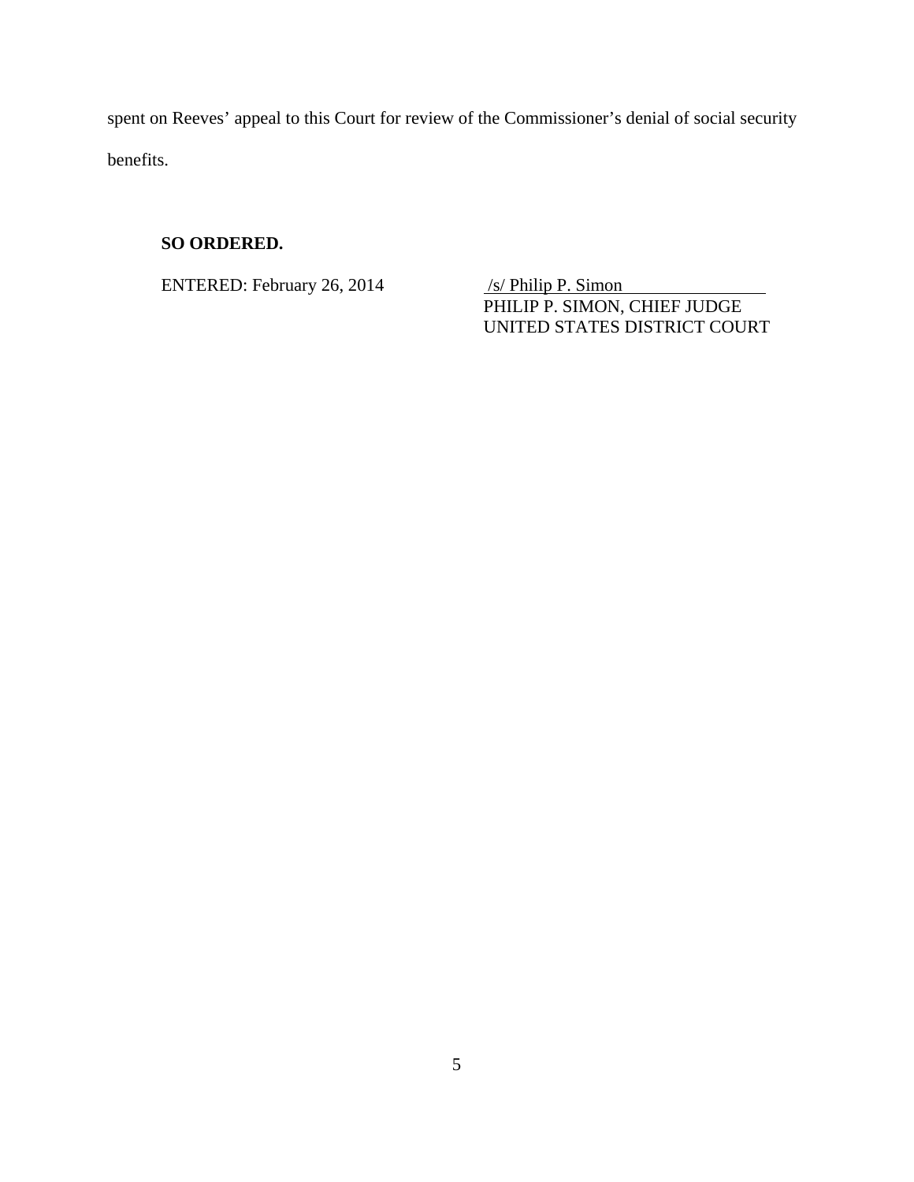spent on Reeves' appeal to this Court for review of the Commissioner's denial of social security benefits.

**SO ORDERED.**

ENTERED: February 26, 2014

/s/ Philip P. Simon
PHILIP P. SIMON, CHIEF JUDGE
UNITED STATES DISTRICT COURT